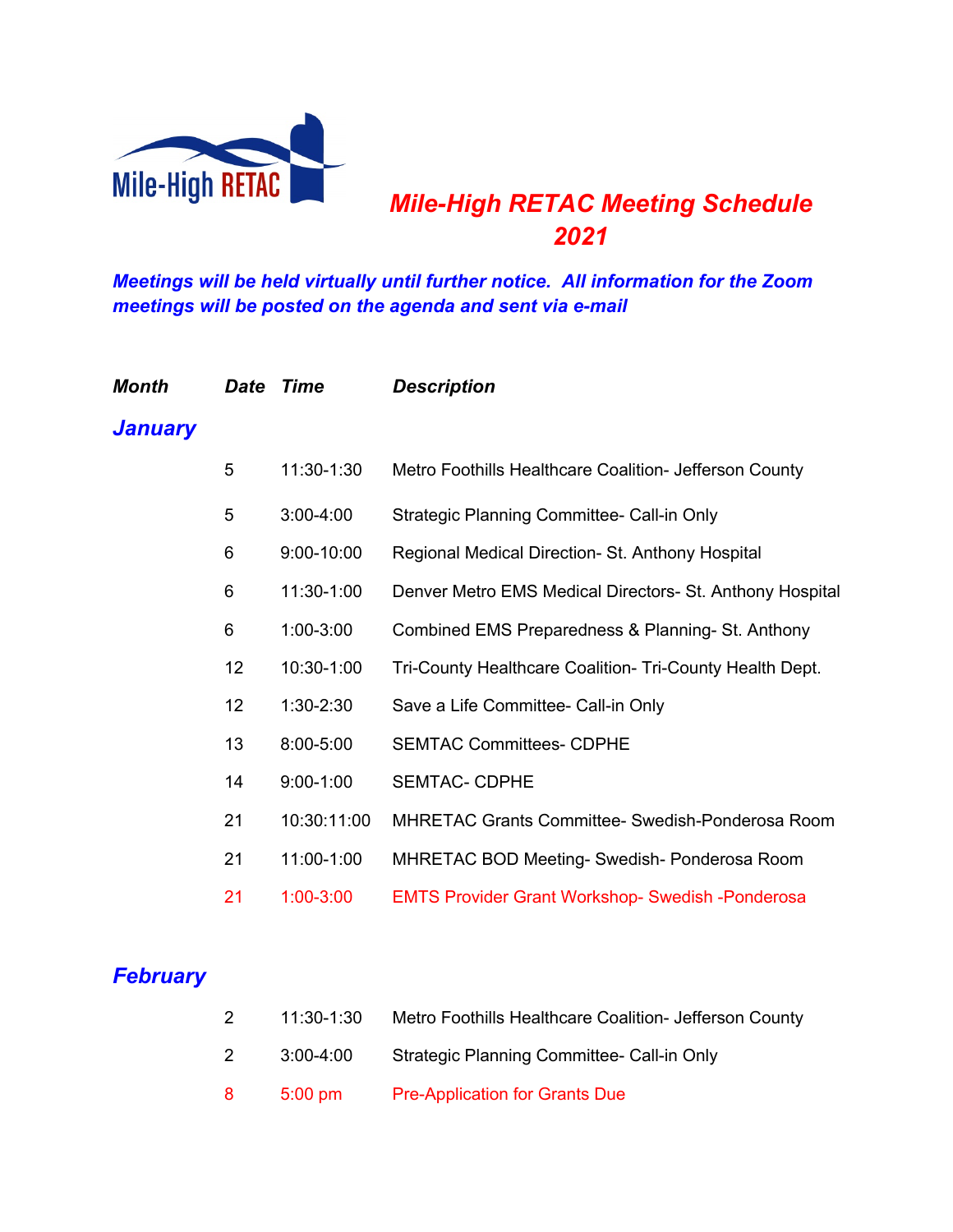Mile-High RETAC

# *Mile-High RETAC Meeting Schedule 2021*

***Meetings will be held virtually until further notice. All information for the Zoom meetings will be posted on the agenda and sent via e-mail***

| *Month* | *Date* | *Time* | *Description* |
|---|---|---|---|
| ***January*** | | | |
| | 5 | 11:30-1:30 | Metro Foothills Healthcare Coalition- Jefferson County |
| | 5 | 3:00-4:00 | Strategic Planning Committee- Call-in Only |
| | 6 | 9:00-10:00 | Regional Medical Direction- St. Anthony Hospital |
| | 6 | 11:30-1:00 | Denver Metro EMS Medical Directors- St. Anthony Hospital |
| | 6 | 1:00-3:00 | Combined EMS Preparedness & Planning- St. Anthony |
| | 12 | 10:30-1:00 | Tri-County Healthcare Coalition- Tri-County Health Dept. |
| | 12 | 1:30-2:30 | Save a Life Committee- Call-in Only |
| | 13 | 8:00-5:00 | SEMTAC Committees- CDPHE |
| | 14 | 9:00-1:00 | SEMTAC- CDPHE |
| | 21 | 10:30:11:00 | MHRETAC Grants Committee- Swedish-Ponderosa Room |
| | 21 | 11:00-1:00 | MHRETAC BOD Meeting- Swedish- Ponderosa Room |
| | 21 | 1:00-3:00 | EMTS Provider Grant Workshop- Swedish -Ponderosa |
| ***February*** | | | |
| | 2 | 11:30-1:30 | Metro Foothills Healthcare Coalition- Jefferson County |
| | 2 | 3:00-4:00 | Strategic Planning Committee- Call-in Only |
| | 8 | 5:00 pm | Pre-Application for Grants Due |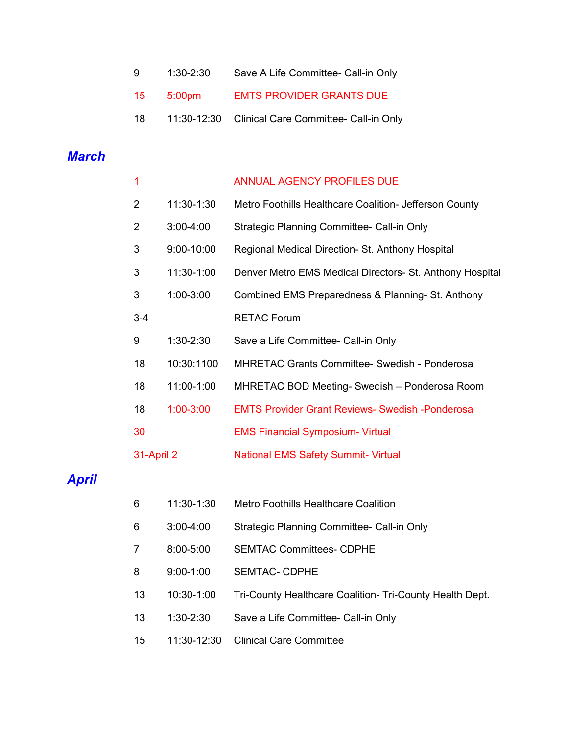| | | |
|---|---|---|
| 9 | 1:30-2:30 | Save A Life Committee- Call-in Only |
| 15 | 5:00pm | EMTS PROVIDER GRANTS DUE |
| 18 | 11:30-12:30 | Clinical Care Committee- Call-in Only |

## *March*

| | | |
|---|---|---|
| 1 | | ANNUAL AGENCY PROFILES DUE |
| 2 | 11:30-1:30 | Metro Foothills Healthcare Coalition- Jefferson County |
| 2 | 3:00-4:00 | Strategic Planning Committee- Call-in Only |
| 3 | 9:00-10:00 | Regional Medical Direction- St. Anthony Hospital |
| 3 | 11:30-1:00 | Denver Metro EMS Medical Directors- St. Anthony Hospital |
| 3 | 1:00-3:00 | Combined EMS Preparedness & Planning- St. Anthony |
| 3-4 | | RETAC Forum |
| 9 | 1:30-2:30 | Save a Life Committee- Call-in Only |
| 18 | 10:30:1100 | MHRETAC Grants Committee- Swedish - Ponderosa |
| 18 | 11:00-1:00 | MHRETAC BOD Meeting- Swedish – Ponderosa Room |
| 18 | 1:00-3:00 | EMTS Provider Grant Reviews- Swedish -Ponderosa |
| 30 | | EMS Financial Symposium- Virtual |
| 31-April 2 | | National EMS Safety Summit- Virtual |

## *April*

| | | |
|---|---|---|
| 6 | 11:30-1:30 | Metro Foothills Healthcare Coalition |
| 6 | 3:00-4:00 | Strategic Planning Committee- Call-in Only |
| 7 | 8:00-5:00 | SEMTAC Committees- CDPHE |
| 8 | 9:00-1:00 | SEMTAC- CDPHE |
| 13 | 10:30-1:00 | Tri-County Healthcare Coalition- Tri-County Health Dept. |
| 13 | 1:30-2:30 | Save a Life Committee- Call-in Only |
| 15 | 11:30-12:30 | Clinical Care Committee |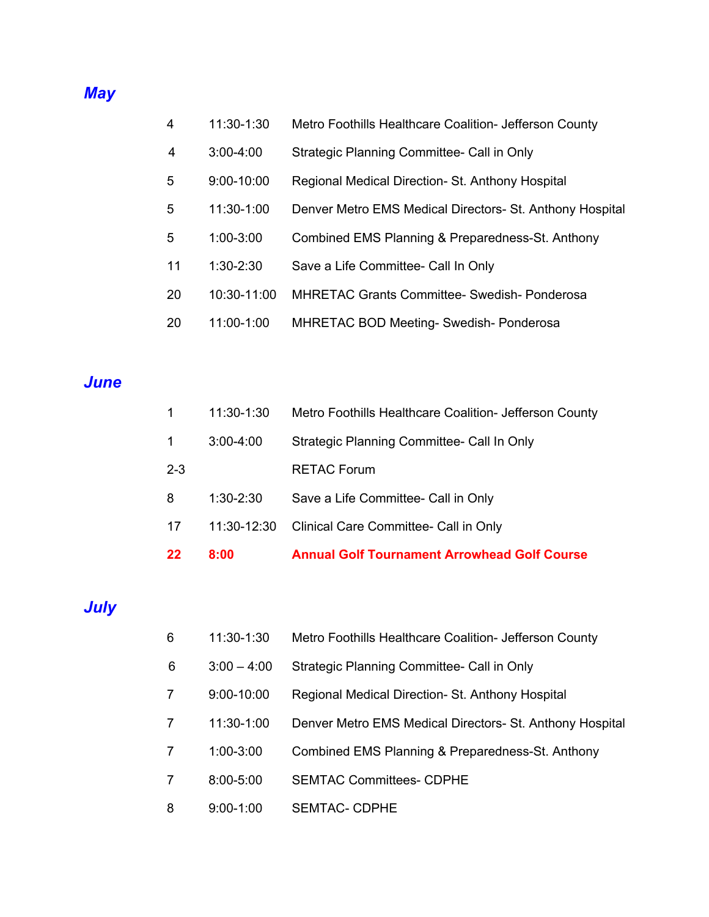## *May*

| | | |
|---|---|---|
| 4 | 11:30-1:30 | Metro Foothills Healthcare Coalition- Jefferson County |
| 4 | 3:00-4:00 | Strategic Planning Committee- Call in Only |
| 5 | 9:00-10:00 | Regional Medical Direction- St. Anthony Hospital |
| 5 | 11:30-1:00 | Denver Metro EMS Medical Directors- St. Anthony Hospital |
| 5 | 1:00-3:00 | Combined EMS Planning & Preparedness-St. Anthony |
| 11 | 1:30-2:30 | Save a Life Committee- Call In Only |
| 20 | 10:30-11:00 | MHRETAC Grants Committee- Swedish- Ponderosa |
| 20 | 11:00-1:00 | MHRETAC BOD Meeting- Swedish- Ponderosa |

## *June*

| | | |
|---|---|---|
| 1 | 11:30-1:30 | Metro Foothills Healthcare Coalition- Jefferson County |
| 1 | 3:00-4:00 | Strategic Planning Committee- Call In Only |
| 2-3 | | RETAC Forum |
| 8 | 1:30-2:30 | Save a Life Committee- Call in Only |
| 17 | 11:30-12:30 | Clinical Care Committee- Call in Only |
| **22** | **8:00** | **Annual Golf Tournament Arrowhead Golf Course** |

## *July*

| | | |
|---|---|---|
| 6 | 11:30-1:30 | Metro Foothills Healthcare Coalition- Jefferson County |
| 6 | 3:00 – 4:00 | Strategic Planning Committee- Call in Only |
| 7 | 9:00-10:00 | Regional Medical Direction- St. Anthony Hospital |
| 7 | 11:30-1:00 | Denver Metro EMS Medical Directors- St. Anthony Hospital |
| 7 | 1:00-3:00 | Combined EMS Planning & Preparedness-St. Anthony |
| 7 | 8:00-5:00 | SEMTAC Committees- CDPHE |
| 8 | 9:00-1:00 | SEMTAC- CDPHE |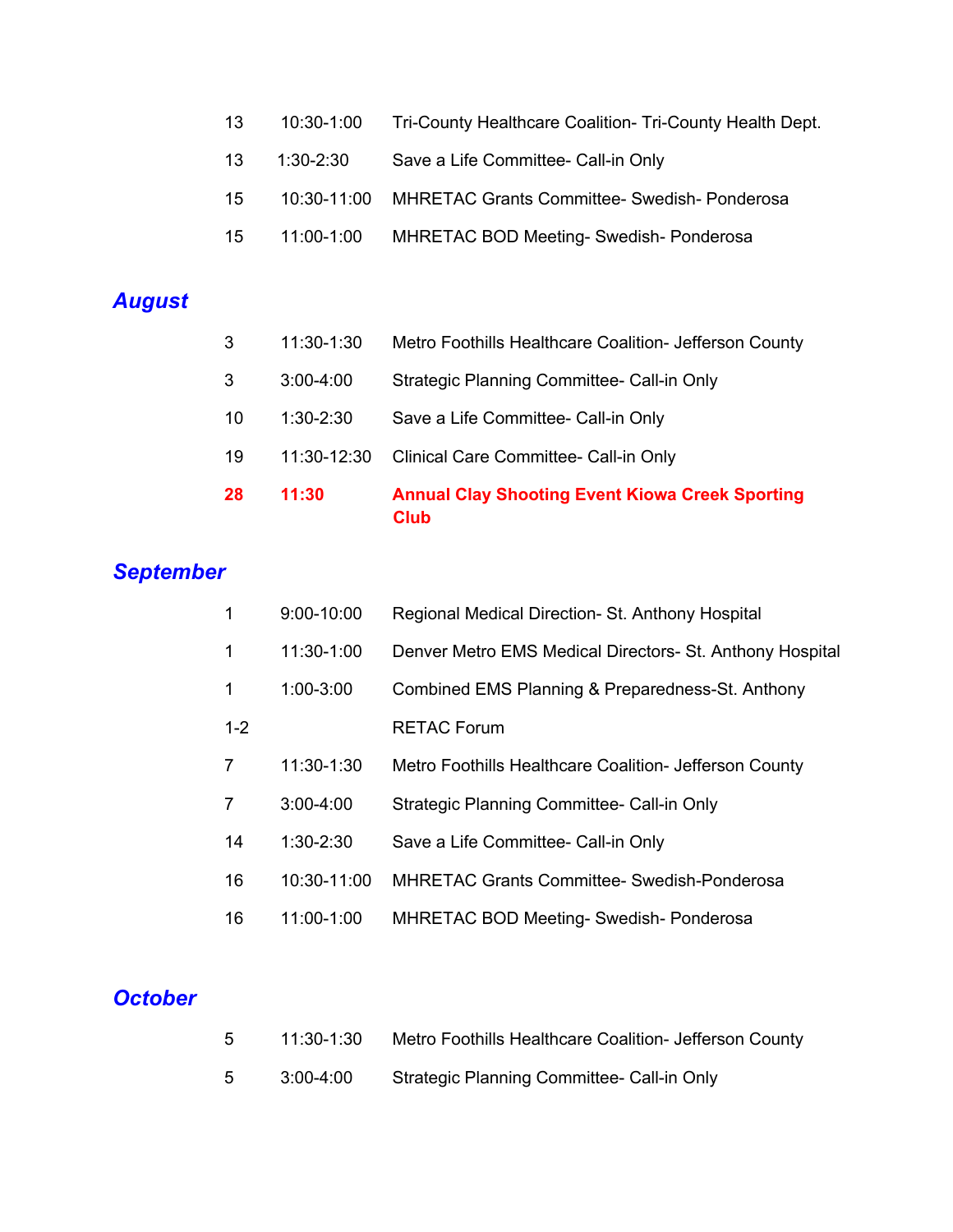| | | |
|---|---|---|
| 13 | 10:30-1:00 | Tri-County Healthcare Coalition- Tri-County Health Dept. |
| 13 | 1:30-2:30 | Save a Life Committee- Call-in Only |
| 15 | 10:30-11:00 | MHRETAC Grants Committee- Swedish- Ponderosa |
| 15 | 11:00-1:00 | MHRETAC BOD Meeting- Swedish- Ponderosa |

## *August*

| | | |
|---|---|---|
| 3 | 11:30-1:30 | Metro Foothills Healthcare Coalition- Jefferson County |
| 3 | 3:00-4:00 | Strategic Planning Committee- Call-in Only |
| 10 | 1:30-2:30 | Save a Life Committee- Call-in Only |
| 19 | 11:30-12:30 | Clinical Care Committee- Call-in Only |
| **28** | **11:30** | **Annual Clay Shooting Event Kiowa Creek Sporting Club** |

## *September*

| | | |
|---|---|---|
| 1 | 9:00-10:00 | Regional Medical Direction- St. Anthony Hospital |
| 1 | 11:30-1:00 | Denver Metro EMS Medical Directors- St. Anthony Hospital |
| 1 | 1:00-3:00 | Combined EMS Planning & Preparedness-St. Anthony |
| 1-2 | | RETAC Forum |
| 7 | 11:30-1:30 | Metro Foothills Healthcare Coalition- Jefferson County |
| 7 | 3:00-4:00 | Strategic Planning Committee- Call-in Only |
| 14 | 1:30-2:30 | Save a Life Committee- Call-in Only |
| 16 | 10:30-11:00 | MHRETAC Grants Committee- Swedish-Ponderosa |
| 16 | 11:00-1:00 | MHRETAC BOD Meeting- Swedish- Ponderosa |

## *October*

| | | |
|---|---|---|
| 5 | 11:30-1:30 | Metro Foothills Healthcare Coalition- Jefferson County |
| 5 | 3:00-4:00 | Strategic Planning Committee- Call-in Only |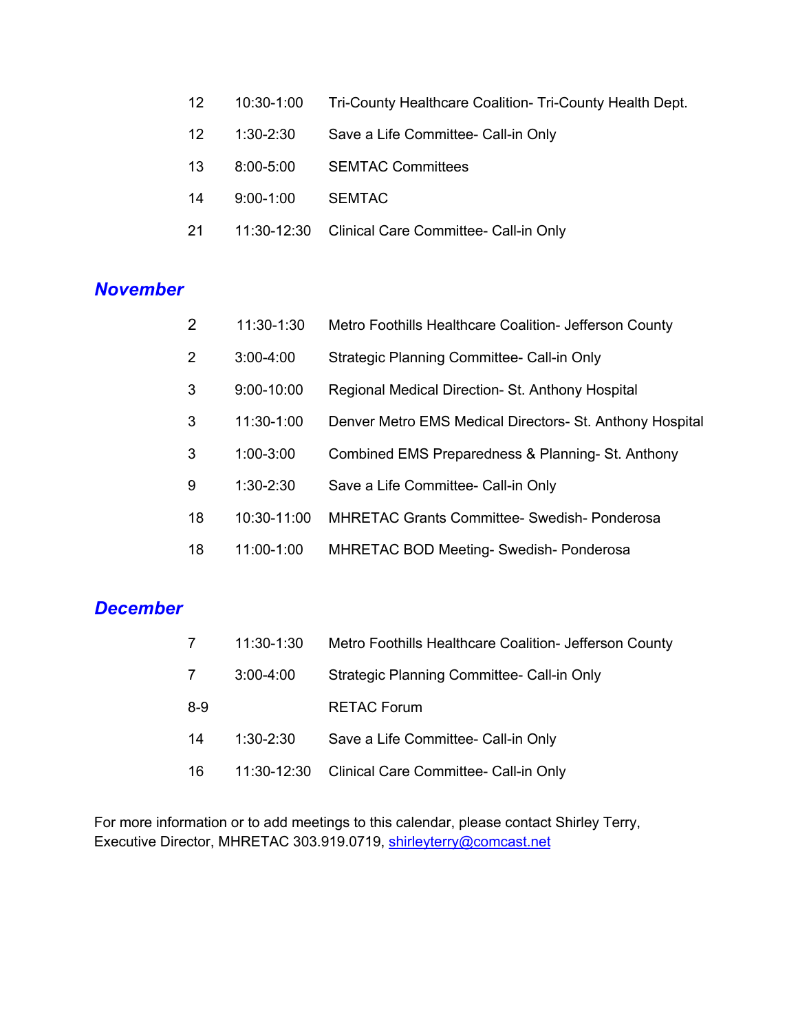| | | |
|---|---|---|
| 12 | 10:30-1:00 | Tri-County Healthcare Coalition- Tri-County Health Dept. |
| 12 | 1:30-2:30 | Save a Life Committee- Call-in Only |
| 13 | 8:00-5:00 | SEMTAC Committees |
| 14 | 9:00-1:00 | SEMTAC |
| 21 | 11:30-12:30 | Clinical Care Committee- Call-in Only |

## *November*

| | | |
|---|---|---|
| 2 | 11:30-1:30 | Metro Foothills Healthcare Coalition- Jefferson County |
| 2 | 3:00-4:00 | Strategic Planning Committee- Call-in Only |
| 3 | 9:00-10:00 | Regional Medical Direction- St. Anthony Hospital |
| 3 | 11:30-1:00 | Denver Metro EMS Medical Directors- St. Anthony Hospital |
| 3 | 1:00-3:00 | Combined EMS Preparedness & Planning- St. Anthony |
| 9 | 1:30-2:30 | Save a Life Committee- Call-in Only |
| 18 | 10:30-11:00 | MHRETAC Grants Committee- Swedish- Ponderosa |
| 18 | 11:00-1:00 | MHRETAC BOD Meeting- Swedish- Ponderosa |

## *December*

| | | |
|---|---|---|
| 7 | 11:30-1:30 | Metro Foothills Healthcare Coalition- Jefferson County |
| 7 | 3:00-4:00 | Strategic Planning Committee- Call-in Only |
| 8-9 | | RETAC Forum |
| 14 | 1:30-2:30 | Save a Life Committee- Call-in Only |
| 16 | 11:30-12:30 | Clinical Care Committee- Call-in Only |

For more information or to add meetings to this calendar, please contact Shirley Terry, Executive Director, MHRETAC 303.919.0719, shirleyterry@comcast.net